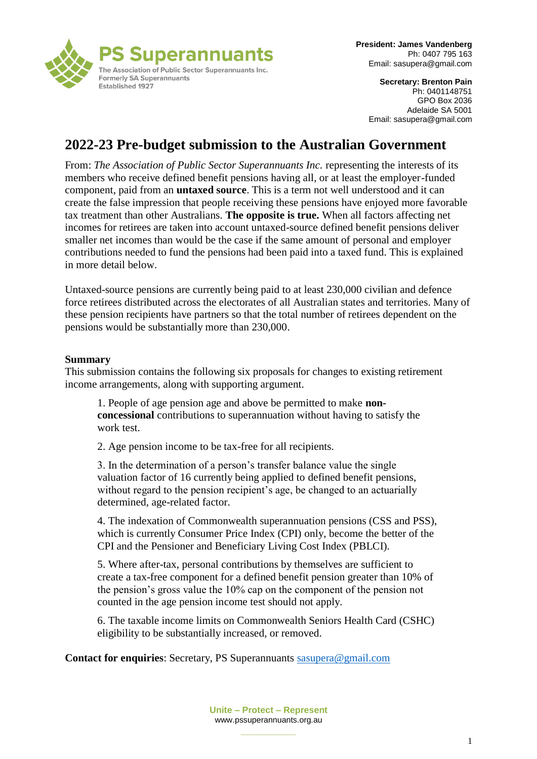**PS Superannuants**
The Association of Public Sector Superannuants Inc.
Formerly SA Superannuants
Established 1927

**President: James Vandenberg**
Ph: 0407 795 163
Email: sasupera@gmail.com

**Secretary: Brenton Pain**
Ph: 0401148751
GPO Box 2036
Adelaide SA 5001
Email: sasupera@gmail.com

# 2022-23 Pre-budget submission to the Australian Government

From: *The Association of Public Sector Superannuants Inc.* representing the interests of its members who receive defined benefit pensions having all, or at least the employer-funded component, paid from an **untaxed source**. This is a term not well understood and it can create the false impression that people receiving these pensions have enjoyed more favorable tax treatment than other Australians. **The opposite is true.** When all factors affecting net incomes for retirees are taken into account untaxed-source defined benefit pensions deliver smaller net incomes than would be the case if the same amount of personal and employer contributions needed to fund the pensions had been paid into a taxed fund. This is explained in more detail below.

Untaxed-source pensions are currently being paid to at least 230,000 civilian and defence force retirees distributed across the electorates of all Australian states and territories. Many of these pension recipients have partners so that the total number of retirees dependent on the pensions would be substantially more than 230,000.

**Summary**

This submission contains the following six proposals for changes to existing retirement income arrangements, along with supporting argument.

1. People of age pension age and above be permitted to make **non-concessional** contributions to superannuation without having to satisfy the work test.

2. Age pension income to be tax-free for all recipients.

3. In the determination of a person's transfer balance value the single valuation factor of 16 currently being applied to defined benefit pensions, without regard to the pension recipient's age, be changed to an actuarially determined, age-related factor.

4. The indexation of Commonwealth superannuation pensions (CSS and PSS), which is currently Consumer Price Index (CPI) only, become the better of the CPI and the Pensioner and Beneficiary Living Cost Index (PBLCI).

5. Where after-tax, personal contributions by themselves are sufficient to create a tax-free component for a defined benefit pension greater than 10% of the pension's gross value the 10% cap on the component of the pension not counted in the age pension income test should not apply.

6. The taxable income limits on Commonwealth Seniors Health Card (CSHC) eligibility to be substantially increased, or removed.

**Contact for enquiries**: Secretary, PS Superannuants sasupera@gmail.com

**Unite – Protect – Represent**
www.pssuperannuants.org.au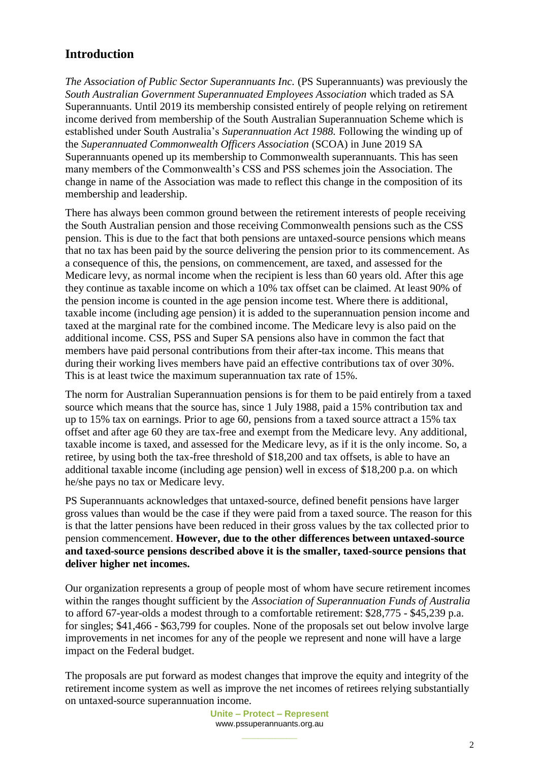## Introduction

*The Association of Public Sector Superannuants Inc.* (PS Superannuants) was previously the *South Australian Government Superannuated Employees Association* which traded as SA Superannuants. Until 2019 its membership consisted entirely of people relying on retirement income derived from membership of the South Australian Superannuation Scheme which is established under South Australia's *Superannuation Act 1988.* Following the winding up of the *Superannuated Commonwealth Officers Association* (SCOA) in June 2019 SA Superannuants opened up its membership to Commonwealth superannuants. This has seen many members of the Commonwealth's CSS and PSS schemes join the Association. The change in name of the Association was made to reflect this change in the composition of its membership and leadership.

There has always been common ground between the retirement interests of people receiving the South Australian pension and those receiving Commonwealth pensions such as the CSS pension. This is due to the fact that both pensions are untaxed-source pensions which means that no tax has been paid by the source delivering the pension prior to its commencement. As a consequence of this, the pensions, on commencement, are taxed, and assessed for the Medicare levy, as normal income when the recipient is less than 60 years old. After this age they continue as taxable income on which a 10% tax offset can be claimed. At least 90% of the pension income is counted in the age pension income test. Where there is additional, taxable income (including age pension) it is added to the superannuation pension income and taxed at the marginal rate for the combined income. The Medicare levy is also paid on the additional income. CSS, PSS and Super SA pensions also have in common the fact that members have paid personal contributions from their after-tax income. This means that during their working lives members have paid an effective contributions tax of over 30%. This is at least twice the maximum superannuation tax rate of 15%.

The norm for Australian Superannuation pensions is for them to be paid entirely from a taxed source which means that the source has, since 1 July 1988, paid a 15% contribution tax and up to 15% tax on earnings. Prior to age 60, pensions from a taxed source attract a 15% tax offset and after age 60 they are tax-free and exempt from the Medicare levy. Any additional, taxable income is taxed, and assessed for the Medicare levy, as if it is the only income. So, a retiree, by using both the tax-free threshold of $18,200 and tax offsets, is able to have an additional taxable income (including age pension) well in excess of $18,200 p.a. on which he/she pays no tax or Medicare levy.

PS Superannuants acknowledges that untaxed-source, defined benefit pensions have larger gross values than would be the case if they were paid from a taxed source. The reason for this is that the latter pensions have been reduced in their gross values by the tax collected prior to pension commencement. **However, due to the other differences between untaxed-source and taxed-source pensions described above it is the smaller, taxed-source pensions that deliver higher net incomes.**

Our organization represents a group of people most of whom have secure retirement incomes within the ranges thought sufficient by the *Association of Superannuation Funds of Australia* to afford 67-year-olds a modest through to a comfortable retirement: $28,775 - $45,239 p.a. for singles; $41,466 - $63,799 for couples. None of the proposals set out below involve large improvements in net incomes for any of the people we represent and none will have a large impact on the Federal budget.

The proposals are put forward as modest changes that improve the equity and integrity of the retirement income system as well as improve the net incomes of retirees relying substantially on untaxed-source superannuation income.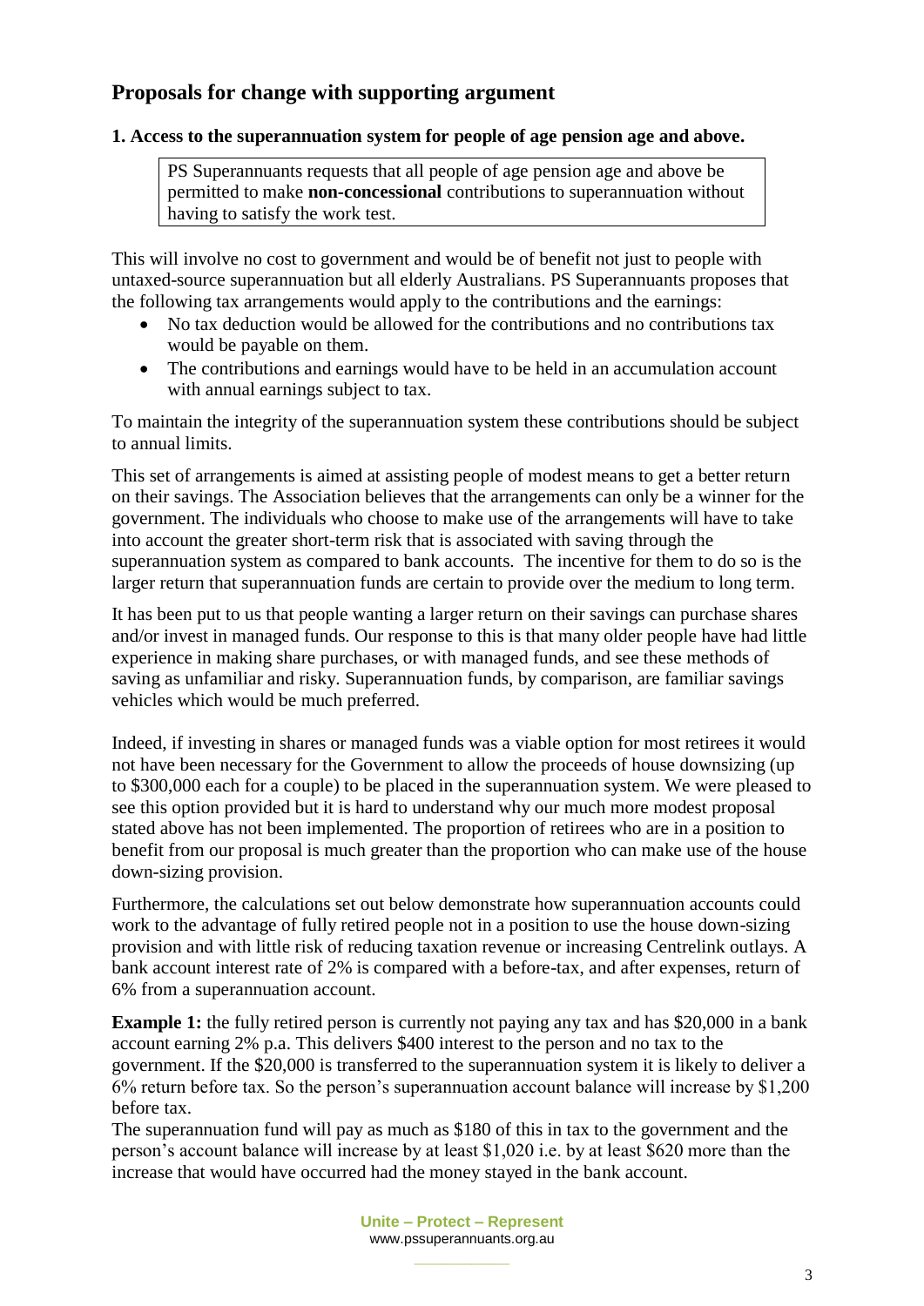## Proposals for change with supporting argument

### 1. Access to the superannuation system for people of age pension age and above.

> PS Superannuants requests that all people of age pension age and above be permitted to make **non-concessional** contributions to superannuation without having to satisfy the work test.

This will involve no cost to government and would be of benefit not just to people with untaxed-source superannuation but all elderly Australians. PS Superannuants proposes that the following tax arrangements would apply to the contributions and the earnings:

- No tax deduction would be allowed for the contributions and no contributions tax would be payable on them.
- The contributions and earnings would have to be held in an accumulation account with annual earnings subject to tax.

To maintain the integrity of the superannuation system these contributions should be subject to annual limits.

This set of arrangements is aimed at assisting people of modest means to get a better return on their savings. The Association believes that the arrangements can only be a winner for the government. The individuals who choose to make use of the arrangements will have to take into account the greater short-term risk that is associated with saving through the superannuation system as compared to bank accounts. The incentive for them to do so is the larger return that superannuation funds are certain to provide over the medium to long term.

It has been put to us that people wanting a larger return on their savings can purchase shares and/or invest in managed funds. Our response to this is that many older people have had little experience in making share purchases, or with managed funds, and see these methods of saving as unfamiliar and risky. Superannuation funds, by comparison, are familiar savings vehicles which would be much preferred.

Indeed, if investing in shares or managed funds was a viable option for most retirees it would not have been necessary for the Government to allow the proceeds of house downsizing (up to $300,000 each for a couple) to be placed in the superannuation system. We were pleased to see this option provided but it is hard to understand why our much more modest proposal stated above has not been implemented. The proportion of retirees who are in a position to benefit from our proposal is much greater than the proportion who can make use of the house down-sizing provision.

Furthermore, the calculations set out below demonstrate how superannuation accounts could work to the advantage of fully retired people not in a position to use the house down-sizing provision and with little risk of reducing taxation revenue or increasing Centrelink outlays. A bank account interest rate of 2% is compared with a before-tax, and after expenses, return of 6% from a superannuation account.

**Example 1:** the fully retired person is currently not paying any tax and has $20,000 in a bank account earning 2% p.a. This delivers $400 interest to the person and no tax to the government. If the $20,000 is transferred to the superannuation system it is likely to deliver a 6% return before tax. So the person's superannuation account balance will increase by $1,200 before tax.

The superannuation fund will pay as much as $180 of this in tax to the government and the person's account balance will increase by at least $1,020 i.e. by at least $620 more than the increase that would have occurred had the money stayed in the bank account.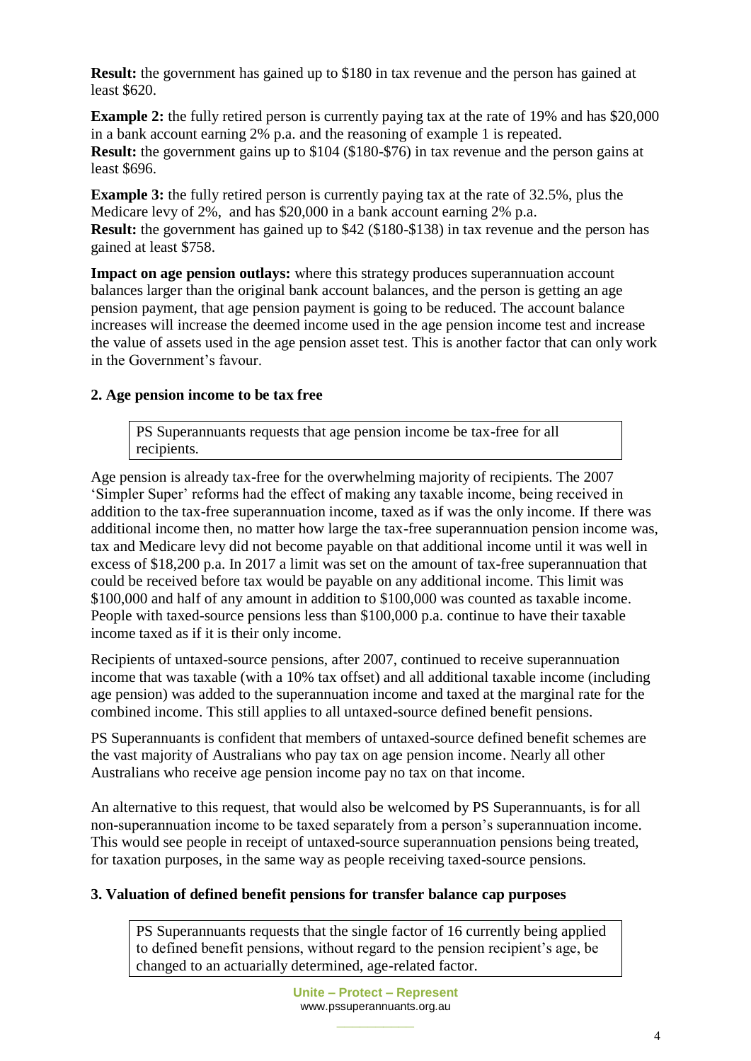**Result:** the government has gained up to $180 in tax revenue and the person has gained at least $620.

**Example 2:** the fully retired person is currently paying tax at the rate of 19% and has $20,000 in a bank account earning 2% p.a. and the reasoning of example 1 is repeated.
**Result:** the government gains up to $104 ($180-$76) in tax revenue and the person gains at least $696.

**Example 3:** the fully retired person is currently paying tax at the rate of 32.5%, plus the Medicare levy of 2%, and has $20,000 in a bank account earning 2% p.a.
**Result:** the government has gained up to $42 ($180-$138) in tax revenue and the person has gained at least $758.

**Impact on age pension outlays:** where this strategy produces superannuation account balances larger than the original bank account balances, and the person is getting an age pension payment, that age pension payment is going to be reduced. The account balance increases will increase the deemed income used in the age pension income test and increase the value of assets used in the age pension asset test. This is another factor that can only work in the Government's favour.

### 2. Age pension income to be tax free

> PS Superannuants requests that age pension income be tax-free for all recipients.

Age pension is already tax-free for the overwhelming majority of recipients. The 2007 'Simpler Super' reforms had the effect of making any taxable income, being received in addition to the tax-free superannuation income, taxed as if was the only income. If there was additional income then, no matter how large the tax-free superannuation pension income was, tax and Medicare levy did not become payable on that additional income until it was well in excess of $18,200 p.a. In 2017 a limit was set on the amount of tax-free superannuation that could be received before tax would be payable on any additional income. This limit was $100,000 and half of any amount in addition to $100,000 was counted as taxable income. People with taxed-source pensions less than $100,000 p.a. continue to have their taxable income taxed as if it is their only income.

Recipients of untaxed-source pensions, after 2007, continued to receive superannuation income that was taxable (with a 10% tax offset) and all additional taxable income (including age pension) was added to the superannuation income and taxed at the marginal rate for the combined income. This still applies to all untaxed-source defined benefit pensions.

PS Superannuants is confident that members of untaxed-source defined benefit schemes are the vast majority of Australians who pay tax on age pension income. Nearly all other Australians who receive age pension income pay no tax on that income.

An alternative to this request, that would also be welcomed by PS Superannuants, is for all non-superannuation income to be taxed separately from a person's superannuation income. This would see people in receipt of untaxed-source superannuation pensions being treated, for taxation purposes, in the same way as people receiving taxed-source pensions.

### 3. Valuation of defined benefit pensions for transfer balance cap purposes

> PS Superannuants requests that the single factor of 16 currently being applied to defined benefit pensions, without regard to the pension recipient's age, be changed to an actuarially determined, age-related factor.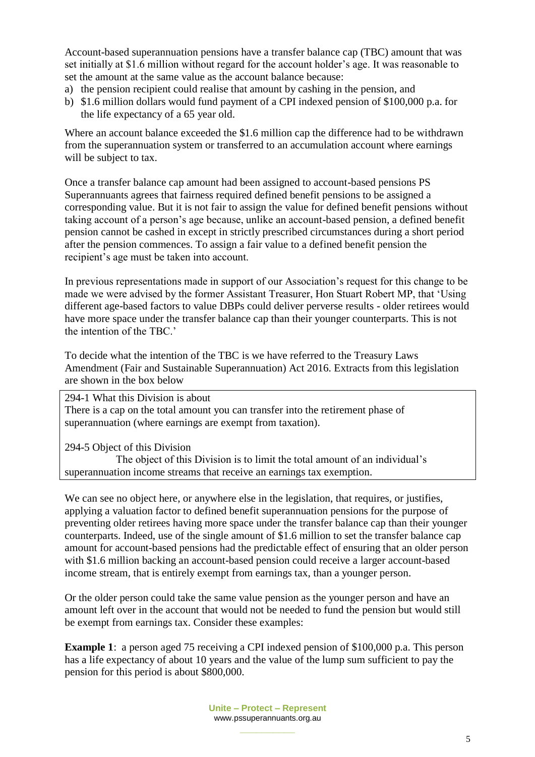Account-based superannuation pensions have a transfer balance cap (TBC) amount that was set initially at $1.6 million without regard for the account holder's age. It was reasonable to set the amount at the same value as the account balance because:

a) the pension recipient could realise that amount by cashing in the pension, and
b) $1.6 million dollars would fund payment of a CPI indexed pension of $100,000 p.a. for the life expectancy of a 65 year old.

Where an account balance exceeded the $1.6 million cap the difference had to be withdrawn from the superannuation system or transferred to an accumulation account where earnings will be subject to tax.

Once a transfer balance cap amount had been assigned to account-based pensions PS Superannuants agrees that fairness required defined benefit pensions to be assigned a corresponding value. But it is not fair to assign the value for defined benefit pensions without taking account of a person's age because, unlike an account-based pension, a defined benefit pension cannot be cashed in except in strictly prescribed circumstances during a short period after the pension commences. To assign a fair value to a defined benefit pension the recipient's age must be taken into account.

In previous representations made in support of our Association's request for this change to be made we were advised by the former Assistant Treasurer, Hon Stuart Robert MP, that 'Using different age-based factors to value DBPs could deliver perverse results - older retirees would have more space under the transfer balance cap than their younger counterparts. This is not the intention of the TBC.'

To decide what the intention of the TBC is we have referred to the Treasury Laws Amendment (Fair and Sustainable Superannuation) Act 2016. Extracts from this legislation are shown in the box below

> 294-1 What this Division is about
> There is a cap on the total amount you can transfer into the retirement phase of superannuation (where earnings are exempt from taxation).
>
> 294-5 Object of this Division
> The object of this Division is to limit the total amount of an individual's superannuation income streams that receive an earnings tax exemption.

We can see no object here, or anywhere else in the legislation, that requires, or justifies, applying a valuation factor to defined benefit superannuation pensions for the purpose of preventing older retirees having more space under the transfer balance cap than their younger counterparts. Indeed, use of the single amount of $1.6 million to set the transfer balance cap amount for account-based pensions had the predictable effect of ensuring that an older person with $1.6 million backing an account-based pension could receive a larger account-based income stream, that is entirely exempt from earnings tax, than a younger person.

Or the older person could take the same value pension as the younger person and have an amount left over in the account that would not be needed to fund the pension but would still be exempt from earnings tax. Consider these examples:

**Example 1**: a person aged 75 receiving a CPI indexed pension of $100,000 p.a. This person has a life expectancy of about 10 years and the value of the lump sum sufficient to pay the pension for this period is about $800,000.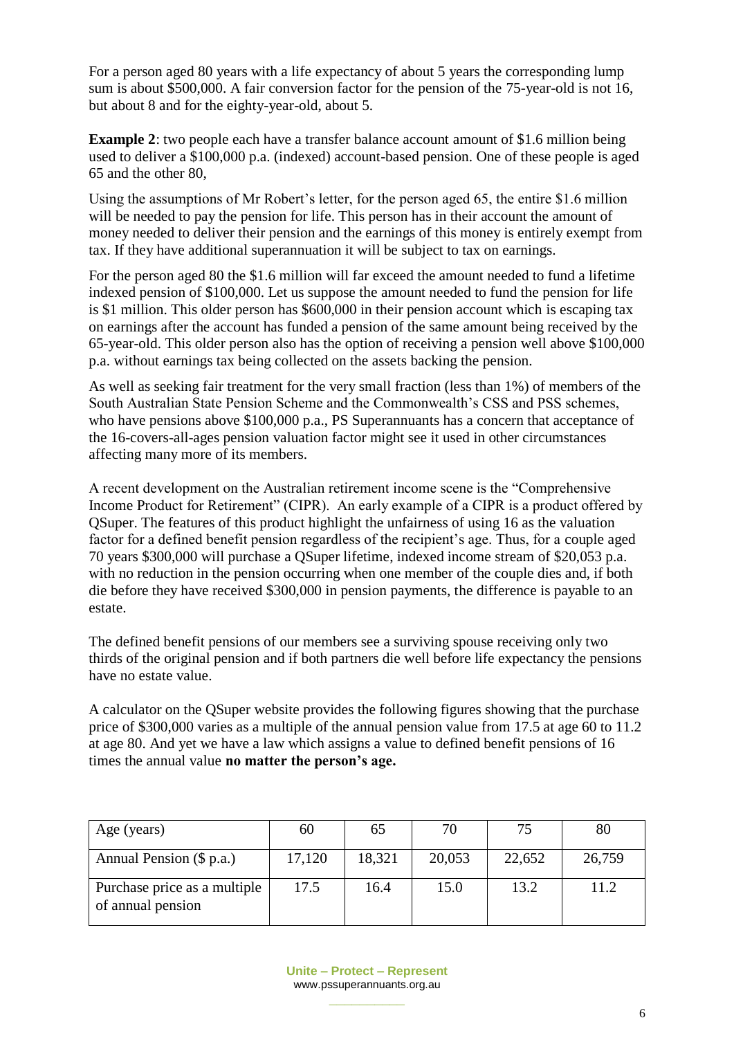For a person aged 80 years with a life expectancy of about 5 years the corresponding lump sum is about $500,000. A fair conversion factor for the pension of the 75-year-old is not 16, but about 8 and for the eighty-year-old, about 5.

**Example 2**: two people each have a transfer balance account amount of $1.6 million being used to deliver a $100,000 p.a. (indexed) account-based pension. One of these people is aged 65 and the other 80,

Using the assumptions of Mr Robert's letter, for the person aged 65, the entire $1.6 million will be needed to pay the pension for life. This person has in their account the amount of money needed to deliver their pension and the earnings of this money is entirely exempt from tax. If they have additional superannuation it will be subject to tax on earnings.

For the person aged 80 the $1.6 million will far exceed the amount needed to fund a lifetime indexed pension of $100,000. Let us suppose the amount needed to fund the pension for life is $1 million. This older person has $600,000 in their pension account which is escaping tax on earnings after the account has funded a pension of the same amount being received by the 65-year-old. This older person also has the option of receiving a pension well above $100,000 p.a. without earnings tax being collected on the assets backing the pension.

As well as seeking fair treatment for the very small fraction (less than 1%) of members of the South Australian State Pension Scheme and the Commonwealth's CSS and PSS schemes, who have pensions above $100,000 p.a., PS Superannuants has a concern that acceptance of the 16-covers-all-ages pension valuation factor might see it used in other circumstances affecting many more of its members.

A recent development on the Australian retirement income scene is the "Comprehensive Income Product for Retirement" (CIPR). An early example of a CIPR is a product offered by QSuper. The features of this product highlight the unfairness of using 16 as the valuation factor for a defined benefit pension regardless of the recipient's age. Thus, for a couple aged 70 years $300,000 will purchase a QSuper lifetime, indexed income stream of $20,053 p.a. with no reduction in the pension occurring when one member of the couple dies and, if both die before they have received $300,000 in pension payments, the difference is payable to an estate.

The defined benefit pensions of our members see a surviving spouse receiving only two thirds of the original pension and if both partners die well before life expectancy the pensions have no estate value.

A calculator on the QSuper website provides the following figures showing that the purchase price of $300,000 varies as a multiple of the annual pension value from 17.5 at age 60 to 11.2 at age 80. And yet we have a law which assigns a value to defined benefit pensions of 16 times the annual value **no matter the person's age.**

| Age (years) | 60 | 65 | 70 | 75 | 80 |
|---|---|---|---|---|---|
| Annual Pension ($ p.a.) | 17,120 | 18,321 | 20,053 | 22,652 | 26,759 |
| Purchase price as a multiple of annual pension | 17.5 | 16.4 | 15.0 | 13.2 | 11.2 |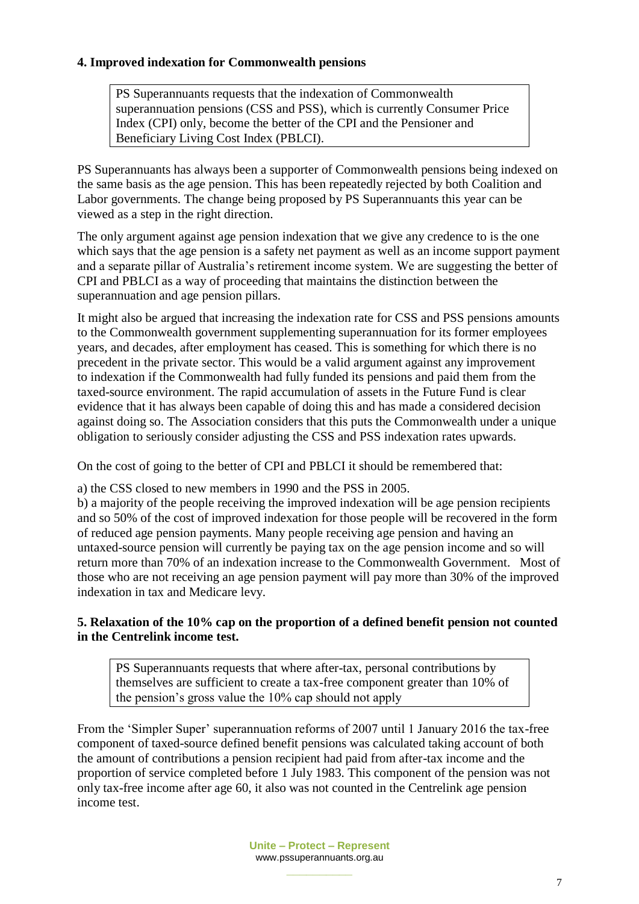### 4. Improved indexation for Commonwealth pensions

> PS Superannuants requests that the indexation of Commonwealth superannuation pensions (CSS and PSS), which is currently Consumer Price Index (CPI) only, become the better of the CPI and the Pensioner and Beneficiary Living Cost Index (PBLCI).

PS Superannuants has always been a supporter of Commonwealth pensions being indexed on the same basis as the age pension. This has been repeatedly rejected by both Coalition and Labor governments. The change being proposed by PS Superannuants this year can be viewed as a step in the right direction.

The only argument against age pension indexation that we give any credence to is the one which says that the age pension is a safety net payment as well as an income support payment and a separate pillar of Australia's retirement income system. We are suggesting the better of CPI and PBLCI as a way of proceeding that maintains the distinction between the superannuation and age pension pillars.

It might also be argued that increasing the indexation rate for CSS and PSS pensions amounts to the Commonwealth government supplementing superannuation for its former employees years, and decades, after employment has ceased. This is something for which there is no precedent in the private sector. This would be a valid argument against any improvement to indexation if the Commonwealth had fully funded its pensions and paid them from the taxed-source environment. The rapid accumulation of assets in the Future Fund is clear evidence that it has always been capable of doing this and has made a considered decision against doing so. The Association considers that this puts the Commonwealth under a unique obligation to seriously consider adjusting the CSS and PSS indexation rates upwards.

On the cost of going to the better of CPI and PBLCI it should be remembered that:

a) the CSS closed to new members in 1990 and the PSS in 2005.
b) a majority of the people receiving the improved indexation will be age pension recipients and so 50% of the cost of improved indexation for those people will be recovered in the form of reduced age pension payments. Many people receiving age pension and having an untaxed-source pension will currently be paying tax on the age pension income and so will return more than 70% of an indexation increase to the Commonwealth Government. Most of those who are not receiving an age pension payment will pay more than 30% of the improved indexation in tax and Medicare levy.

### 5. Relaxation of the 10% cap on the proportion of a defined benefit pension not counted in the Centrelink income test.

> PS Superannuants requests that where after-tax, personal contributions by themselves are sufficient to create a tax-free component greater than 10% of the pension's gross value the 10% cap should not apply

From the 'Simpler Super' superannuation reforms of 2007 until 1 January 2016 the tax-free component of taxed-source defined benefit pensions was calculated taking account of both the amount of contributions a pension recipient had paid from after-tax income and the proportion of service completed before 1 July 1983. This component of the pension was not only tax-free income after age 60, it also was not counted in the Centrelink age pension income test.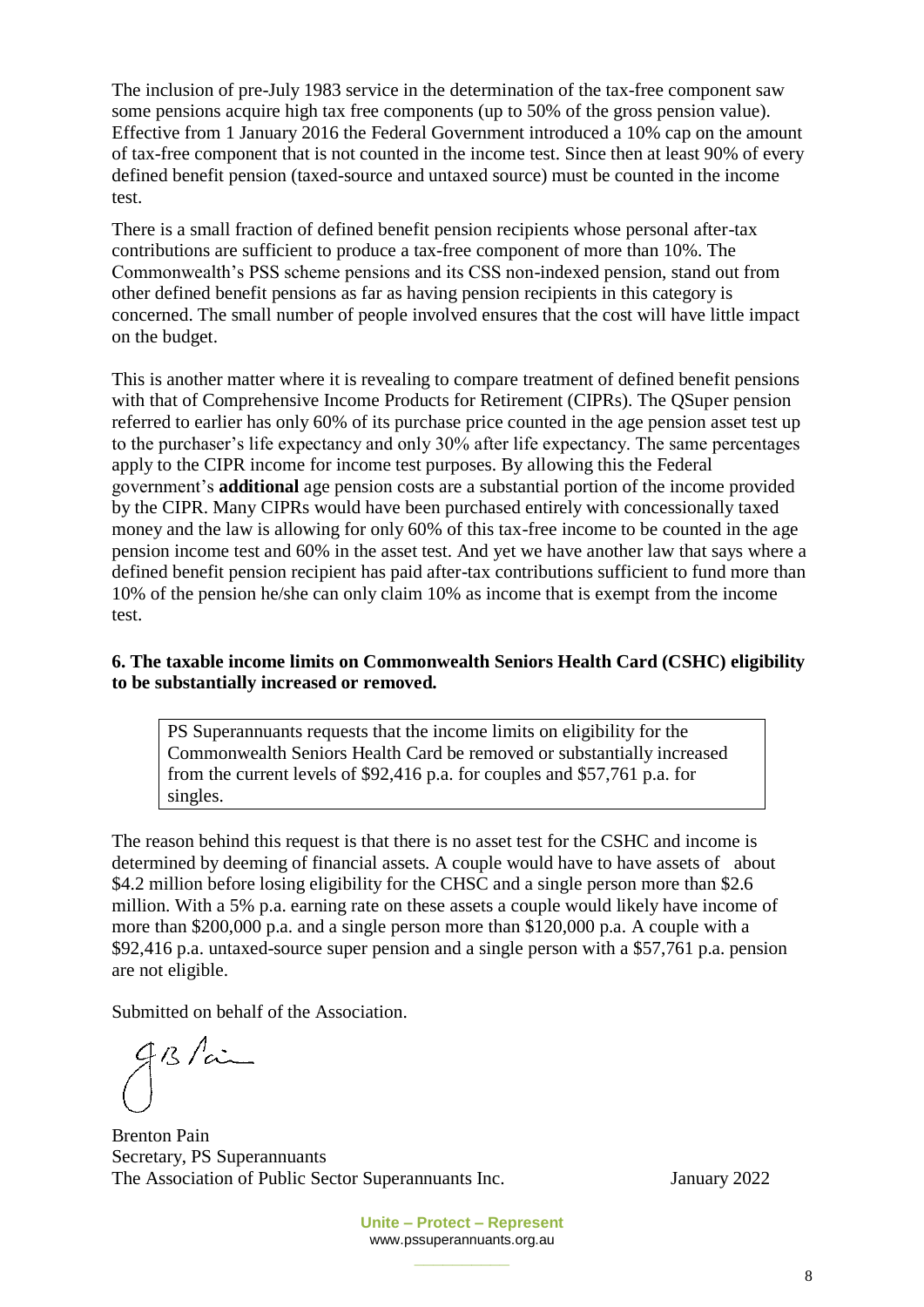The inclusion of pre-July 1983 service in the determination of the tax-free component saw some pensions acquire high tax free components (up to 50% of the gross pension value). Effective from 1 January 2016 the Federal Government introduced a 10% cap on the amount of tax-free component that is not counted in the income test. Since then at least 90% of every defined benefit pension (taxed-source and untaxed source) must be counted in the income test.

There is a small fraction of defined benefit pension recipients whose personal after-tax contributions are sufficient to produce a tax-free component of more than 10%. The Commonwealth's PSS scheme pensions and its CSS non-indexed pension, stand out from other defined benefit pensions as far as having pension recipients in this category is concerned. The small number of people involved ensures that the cost will have little impact on the budget.

This is another matter where it is revealing to compare treatment of defined benefit pensions with that of Comprehensive Income Products for Retirement (CIPRs). The QSuper pension referred to earlier has only 60% of its purchase price counted in the age pension asset test up to the purchaser's life expectancy and only 30% after life expectancy. The same percentages apply to the CIPR income for income test purposes. By allowing this the Federal government's **additional** age pension costs are a substantial portion of the income provided by the CIPR. Many CIPRs would have been purchased entirely with concessionally taxed money and the law is allowing for only 60% of this tax-free income to be counted in the age pension income test and 60% in the asset test. And yet we have another law that says where a defined benefit pension recipient has paid after-tax contributions sufficient to fund more than 10% of the pension he/she can only claim 10% as income that is exempt from the income test.

**6. The taxable income limits on Commonwealth Seniors Health Card (CSHC) eligibility to be substantially increased or removed.**

> PS Superannuants requests that the income limits on eligibility for the Commonwealth Seniors Health Card be removed or substantially increased from the current levels of $92,416 p.a. for couples and $57,761 p.a. for singles.

The reason behind this request is that there is no asset test for the CSHC and income is determined by deeming of financial assets. A couple would have to have assets of about $4.2 million before losing eligibility for the CHSC and a single person more than $2.6 million. With a 5% p.a. earning rate on these assets a couple would likely have income of more than $200,000 p.a. and a single person more than $120,000 p.a. A couple with a $92,416 p.a. untaxed-source super pension and a single person with a $57,761 p.a. pension are not eligible.

Submitted on behalf of the Association.

Brenton Pain
Secretary, PS Superannuants
The Association of Public Sector Superannuants Inc.

January 2022

**Unite – Protect – Represent**
www.pssuperannuants.org.au